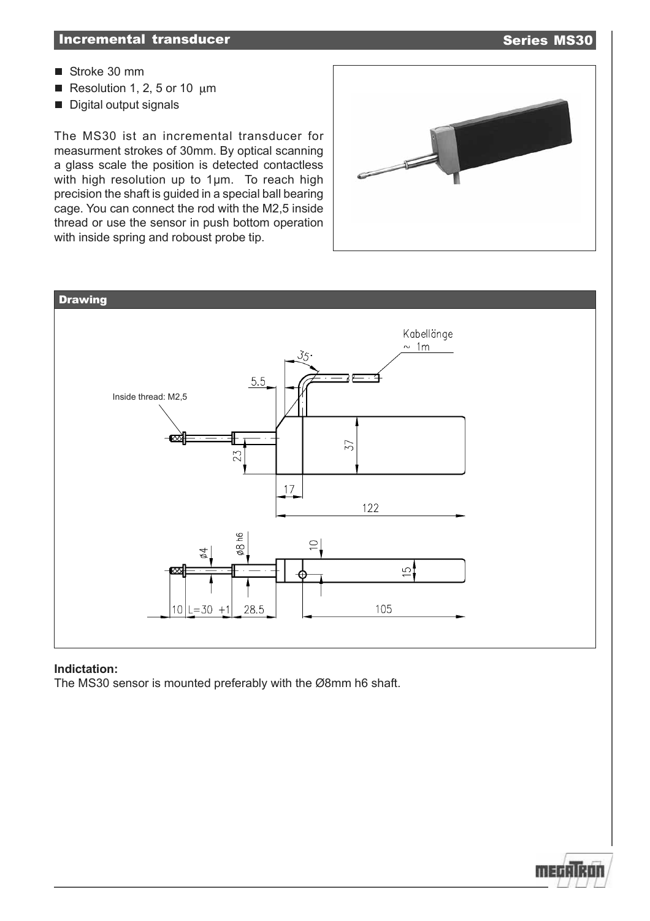## Incremental transducer — Series MS30

- Stroke 30 mm
- Resolution 1, 2, 5 or 10 µm
- Digital output signals

The MS30 ist an incremental transducer for measurment strokes of 30mm. By optical scanning a glass scale the position is detected contactless with high resolution up to 1µm. To reach high precision the shaft is guided in a special ball bearing cage. You can connect the rod with the M2,5 inside thread or use the sensor in push bottom operation with inside spring and robust probe tip.

## Drawing

Inside thread: M2,5

Kabellänge ~ 1m

35°, 5.5, 23, 37, 17, 122

ø4, ø8 h6, 10, 15, 10, L=30 +1, 28.5, 105

**Indictation:**
The MS30 sensor is mounted preferably with the Ø8mm h6 shaft.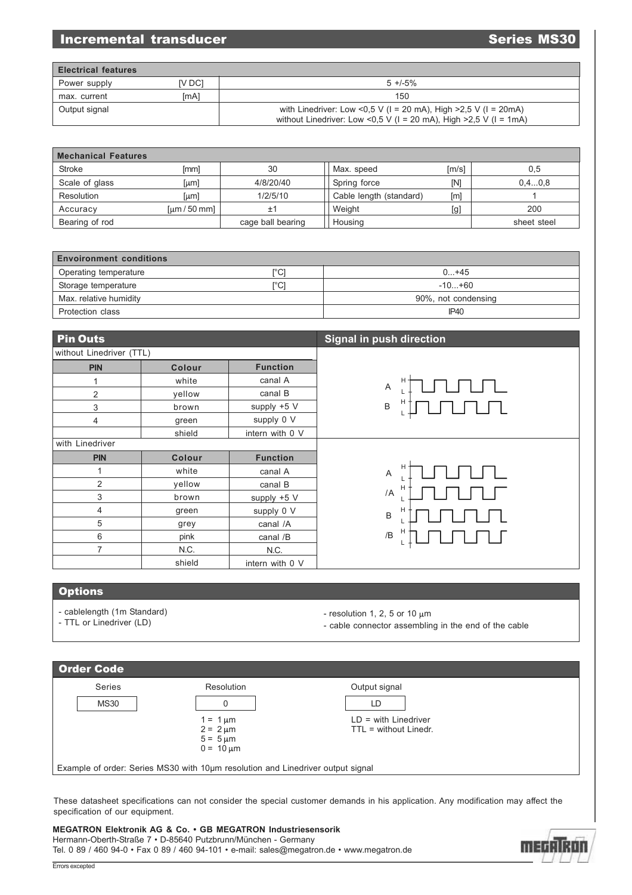# Incremental transducer — Series MS30

| Electrical features | | |
|---|---|---|
| Power supply | [V DC] | 5 +/-5% |
| max. current | [mA] | 150 |
| Output signal | | with Linedriver: Low <0,5 V (I = 20 mA), High >2,5 V (I = 20mA)<br>without Linedriver: Low <0,5 V (I = 20 mA), High >2,5 V (I = 1mA) |

| Mechanical Features | | | | | |
|---|---|---|---|---|---|
| Stroke | [mm] | 30 | Max. speed | [m/s] | 0,5 |
| Scale of glass | [µm] | 4/8/20/40 | Spring force | [N] | 0,4...0,8 |
| Resolution | [µm] | 1/2/5/10 | Cable length (standard) | [m] | 1 |
| Accuracy | [µm / 50 mm] | ±1 | Weight | [g] | 200 |
| Bearing of rod | | cage ball bearing | Housing | | sheet steel |

| Envoironment conditions | | |
|---|---|---|
| Operating temperature | [°C] | 0...+45 |
| Storage temperature | [°C] | -10...+60 |
| Max. relative humidity | | 90%, not condensing |
| Protection class | | IP40 |

## Pin Outs

without Linedriver (TTL)

| PIN | Colour | Function |
|---|---|---|
| 1 | white | canal A |
| 2 | yellow | canal B |
| 3 | brown | supply +5 V |
| 4 | green | supply 0 V |
| | shield | intern with 0 V |

with Linedriver

| PIN | Colour | Function |
|---|---|---|
| 1 | white | canal A |
| 2 | yellow | canal B |
| 3 | brown | supply +5 V |
| 4 | green | supply 0 V |
| 5 | grey | canal /A |
| 6 | pink | canal /B |
| 7 | N.C. | N.C. |
| | shield | intern with 0 V |

## Signal in push direction

A H L
B H L

A H L
/A H L
B H L
/B H L

## Options

- cablelength (1m Standard)
- TTL or Linedriver (LD)
- resolution 1, 2, 5 or 10 µm
- cable connector assembling in the end of the cable

## Order Code

| Series | Resolution | Output signal |
|---|---|---|
| MS30 | 0 | LD |
| | 1 = 1 µm<br>2 = 2 µm<br>5 = 5 µm<br>0 = 10 µm | LD = with Linedriver<br>TTL = without Linedr. |

Example of order: Series MS30 with 10µm resolution and Linedriver output signal

These datasheet specifications can not consider the special customer demands in his application. Any modification may affect the specification of our equipment.

**MEGATRON Elektronik AG & Co. • GB MEGATRON Industriesensorik**
Hermann-Oberth-Straße 7 • D-85640 Putzbrunn/München - Germany
Tel. 0 89 / 460 94-0 • Fax 0 89 / 460 94-101 • e-mail: sales@megatron.de • www.megatron.de

Errors excepted